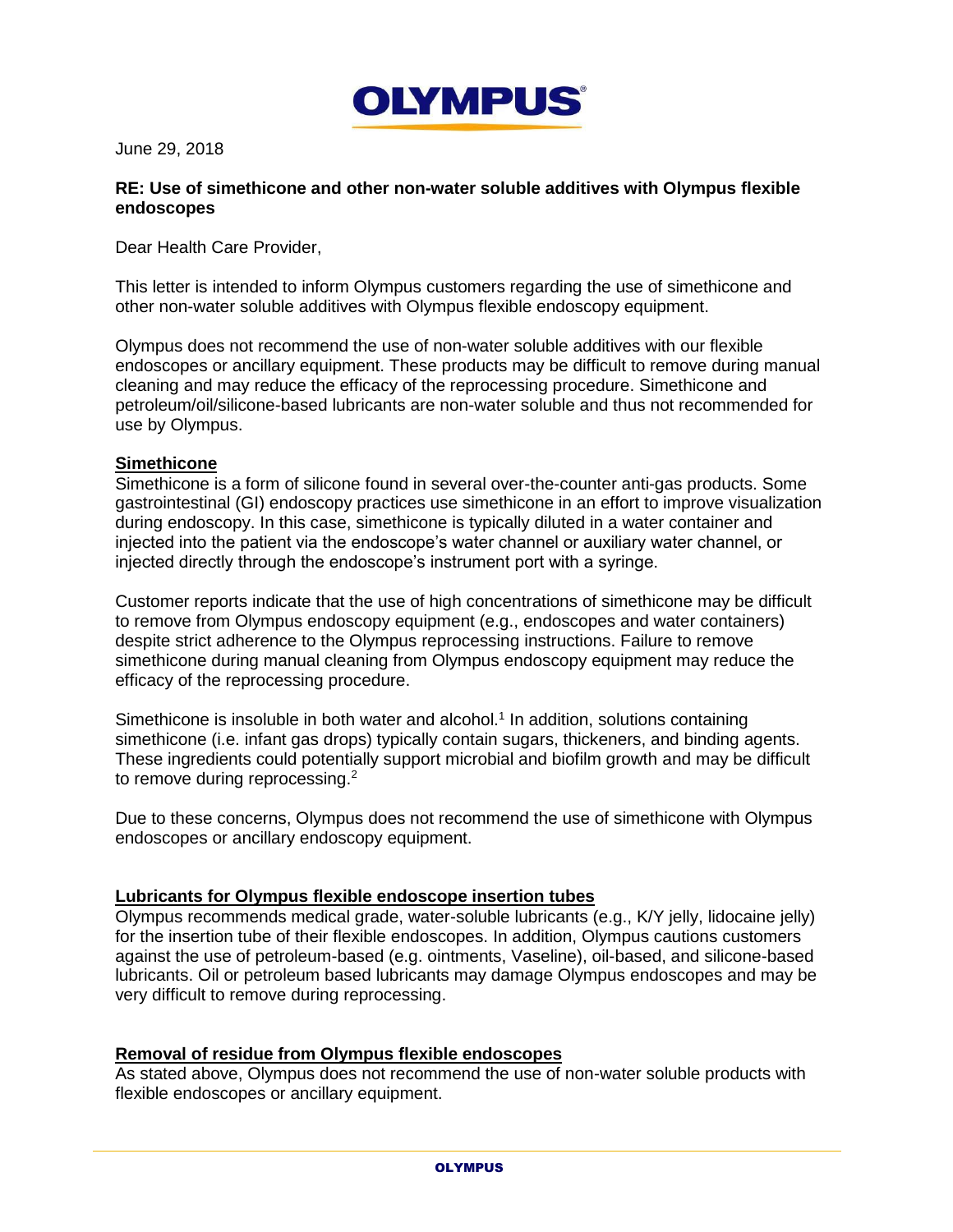OLYMPUS

June 29, 2018

**RE: Use of simethicone and other non-water soluble additives with Olympus flexible endoscopes**

Dear Health Care Provider,

This letter is intended to inform Olympus customers regarding the use of simethicone and other non-water soluble additives with Olympus flexible endoscopy equipment.

Olympus does not recommend the use of non-water soluble additives with our flexible endoscopes or ancillary equipment. These products may be difficult to remove during manual cleaning and may reduce the efficacy of the reprocessing procedure. Simethicone and petroleum/oil/silicone-based lubricants are non-water soluble and thus not recommended for use by Olympus.

**Simethicone**

Simethicone is a form of silicone found in several over-the-counter anti-gas products. Some gastrointestinal (GI) endoscopy practices use simethicone in an effort to improve visualization during endoscopy. In this case, simethicone is typically diluted in a water container and injected into the patient via the endoscope's water channel or auxiliary water channel, or injected directly through the endoscope's instrument port with a syringe.

Customer reports indicate that the use of high concentrations of simethicone may be difficult to remove from Olympus endoscopy equipment (e.g., endoscopes and water containers) despite strict adherence to the Olympus reprocessing instructions. Failure to remove simethicone during manual cleaning from Olympus endoscopy equipment may reduce the efficacy of the reprocessing procedure.

Simethicone is insoluble in both water and alcohol.[1] In addition, solutions containing simethicone (i.e. infant gas drops) typically contain sugars, thickeners, and binding agents. These ingredients could potentially support microbial and biofilm growth and may be difficult to remove during reprocessing.[2]

Due to these concerns, Olympus does not recommend the use of simethicone with Olympus endoscopes or ancillary endoscopy equipment.

**Lubricants for Olympus flexible endoscope insertion tubes**

Olympus recommends medical grade, water-soluble lubricants (e.g., K/Y jelly, lidocaine jelly) for the insertion tube of their flexible endoscopes. In addition, Olympus cautions customers against the use of petroleum-based (e.g. ointments, Vaseline), oil-based, and silicone-based lubricants. Oil or petroleum based lubricants may damage Olympus endoscopes and may be very difficult to remove during reprocessing.

**Removal of residue from Olympus flexible endoscopes**

As stated above, Olympus does not recommend the use of non-water soluble products with flexible endoscopes or ancillary equipment.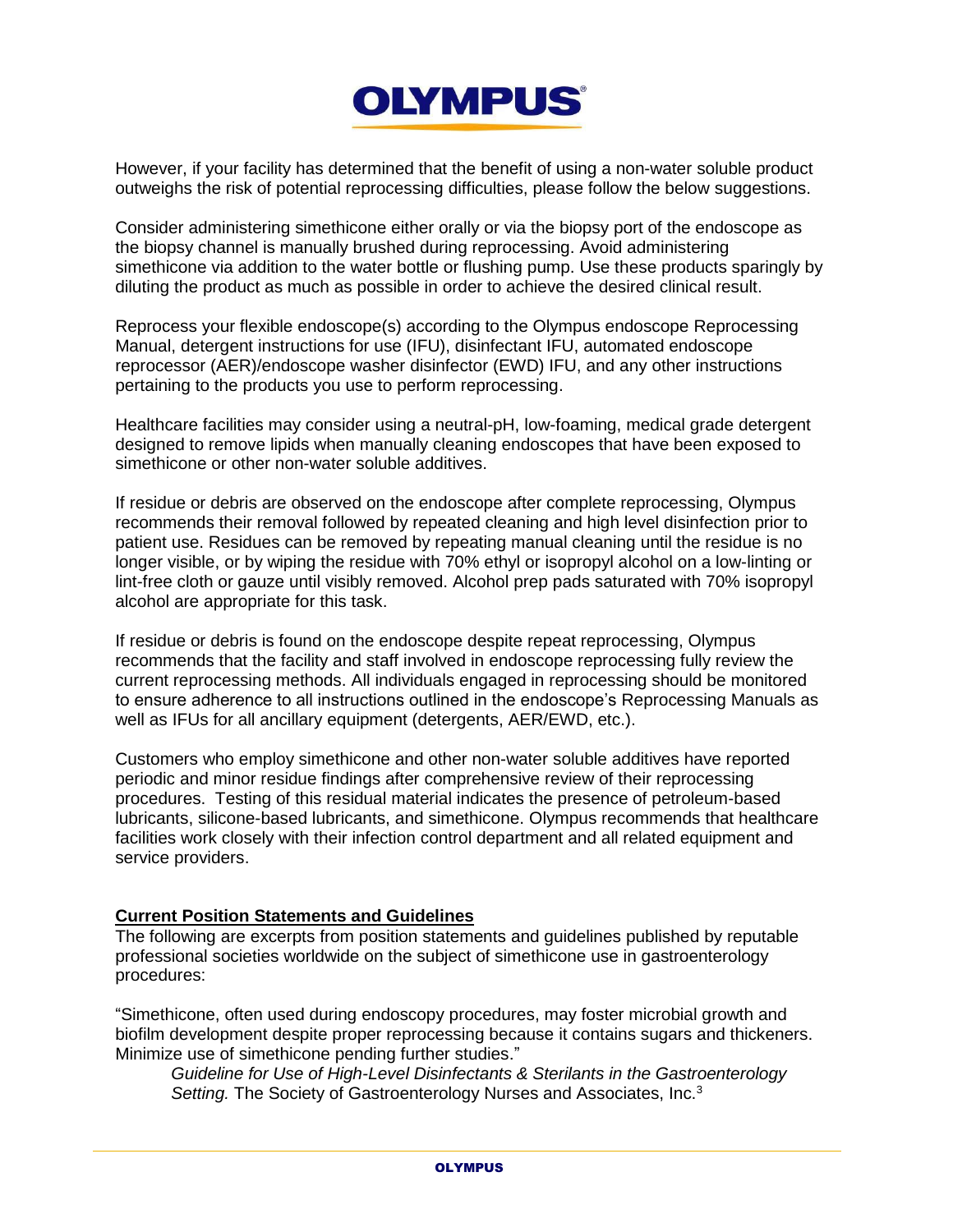However, if your facility has determined that the benefit of using a non-water soluble product outweighs the risk of potential reprocessing difficulties, please follow the below suggestions.

Consider administering simethicone either orally or via the biopsy port of the endoscope as the biopsy channel is manually brushed during reprocessing. Avoid administering simethicone via addition to the water bottle or flushing pump. Use these products sparingly by diluting the product as much as possible in order to achieve the desired clinical result.

Reprocess your flexible endoscope(s) according to the Olympus endoscope Reprocessing Manual, detergent instructions for use (IFU), disinfectant IFU, automated endoscope reprocessor (AER)/endoscope washer disinfector (EWD) IFU, and any other instructions pertaining to the products you use to perform reprocessing.

Healthcare facilities may consider using a neutral-pH, low-foaming, medical grade detergent designed to remove lipids when manually cleaning endoscopes that have been exposed to simethicone or other non-water soluble additives.

If residue or debris are observed on the endoscope after complete reprocessing, Olympus recommends their removal followed by repeated cleaning and high level disinfection prior to patient use. Residues can be removed by repeating manual cleaning until the residue is no longer visible, or by wiping the residue with 70% ethyl or isopropyl alcohol on a low-linting or lint-free cloth or gauze until visibly removed. Alcohol prep pads saturated with 70% isopropyl alcohol are appropriate for this task.

If residue or debris is found on the endoscope despite repeat reprocessing, Olympus recommends that the facility and staff involved in endoscope reprocessing fully review the current reprocessing methods. All individuals engaged in reprocessing should be monitored to ensure adherence to all instructions outlined in the endoscope's Reprocessing Manuals as well as IFUs for all ancillary equipment (detergents, AER/EWD, etc.).

Customers who employ simethicone and other non-water soluble additives have reported periodic and minor residue findings after comprehensive review of their reprocessing procedures. Testing of this residual material indicates the presence of petroleum-based lubricants, silicone-based lubricants, and simethicone. Olympus recommends that healthcare facilities work closely with their infection control department and all related equipment and service providers.

## Current Position Statements and Guidelines

The following are excerpts from position statements and guidelines published by reputable professional societies worldwide on the subject of simethicone use in gastroenterology procedures:

"Simethicone, often used during endoscopy procedures, may foster microbial growth and biofilm development despite proper reprocessing because it contains sugars and thickeners. Minimize use of simethicone pending further studies."

> *Guideline for Use of High-Level Disinfectants & Sterilants in the Gastroenterology Setting.* The Society of Gastroenterology Nurses and Associates, Inc.[3]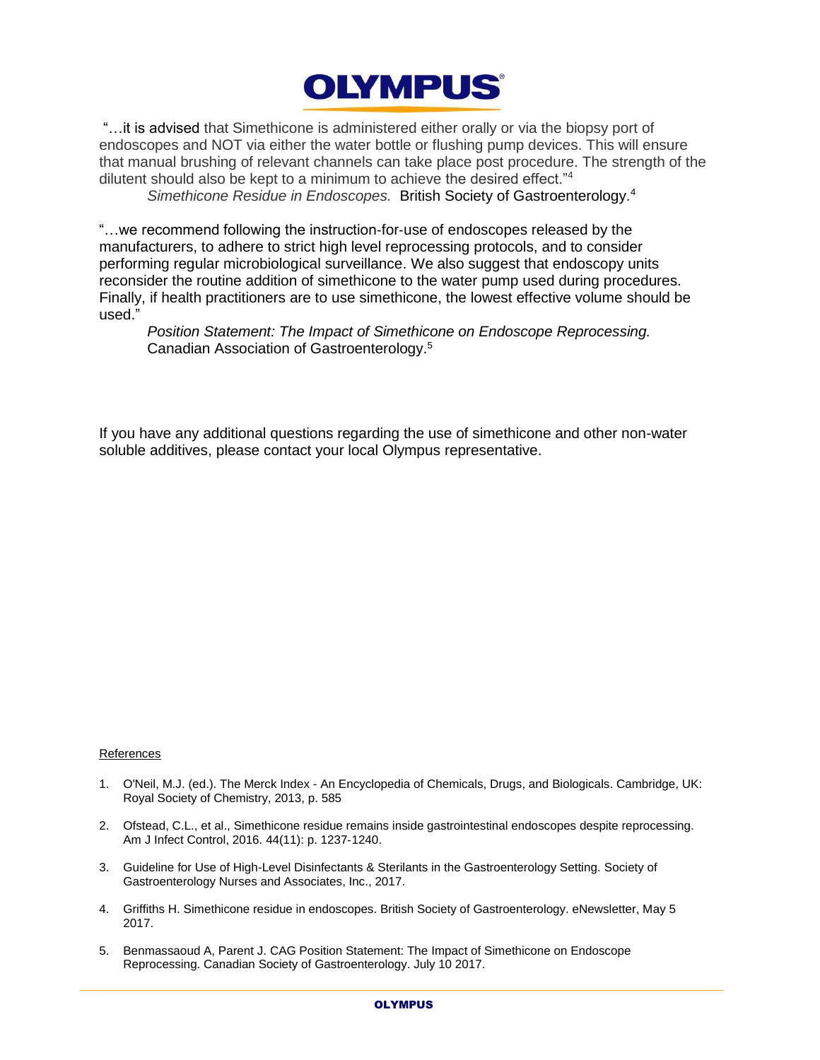"…it is advised that Simethicone is administered either orally or via the biopsy port of endoscopes and NOT via either the water bottle or flushing pump devices. This will ensure that manual brushing of relevant channels can take place post procedure. The strength of the dilutent should also be kept to a minimum to achieve the desired effect."[4]

*Simethicone Residue in Endoscopes.* British Society of Gastroenterology.[4]

"…we recommend following the instruction-for-use of endoscopes released by the manufacturers, to adhere to strict high level reprocessing protocols, and to consider performing regular microbiological surveillance. We also suggest that endoscopy units reconsider the routine addition of simethicone to the water pump used during procedures. Finally, if health practitioners are to use simethicone, the lowest effective volume should be used."

*Position Statement: The Impact of Simethicone on Endoscope Reprocessing.* Canadian Association of Gastroenterology.[5]

If you have any additional questions regarding the use of simethicone and other non-water soluble additives, please contact your local Olympus representative.

## References

1. O'Neil, M.J. (ed.). The Merck Index - An Encyclopedia of Chemicals, Drugs, and Biologicals. Cambridge, UK: Royal Society of Chemistry, 2013, p. 585
2. Ofstead, C.L., et al., Simethicone residue remains inside gastrointestinal endoscopes despite reprocessing. Am J Infect Control, 2016. 44(11): p. 1237-1240.
3. Guideline for Use of High-Level Disinfectants & Sterilants in the Gastroenterology Setting. Society of Gastroenterology Nurses and Associates, Inc., 2017.
4. Griffiths H. Simethicone residue in endoscopes. British Society of Gastroenterology. eNewsletter, May 5 2017.
5. Benmassaoud A, Parent J. CAG Position Statement: The Impact of Simethicone on Endoscope Reprocessing. Canadian Society of Gastroenterology. July 10 2017.